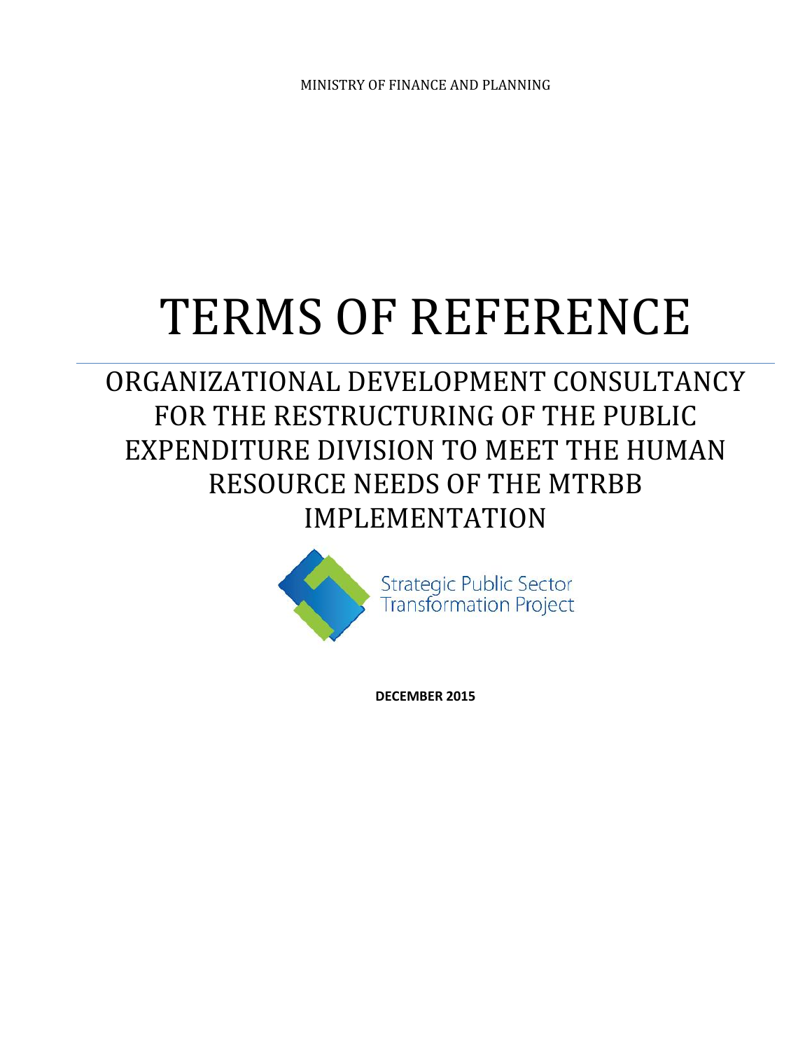MINISTRY OF FINANCE AND PLANNING

# TERMS OF REFERENCE

## ORGANIZATIONAL DEVELOPMENT CONSULTANCY FOR THE RESTRUCTURING OF THE PUBLIC EXPENDITURE DIVISION TO MEET THE HUMAN RESOURCE NEEDS OF THE MTRBB IMPLEMENTATION

Strategic Public Sector Transformation Project

**DECEMBER 2015**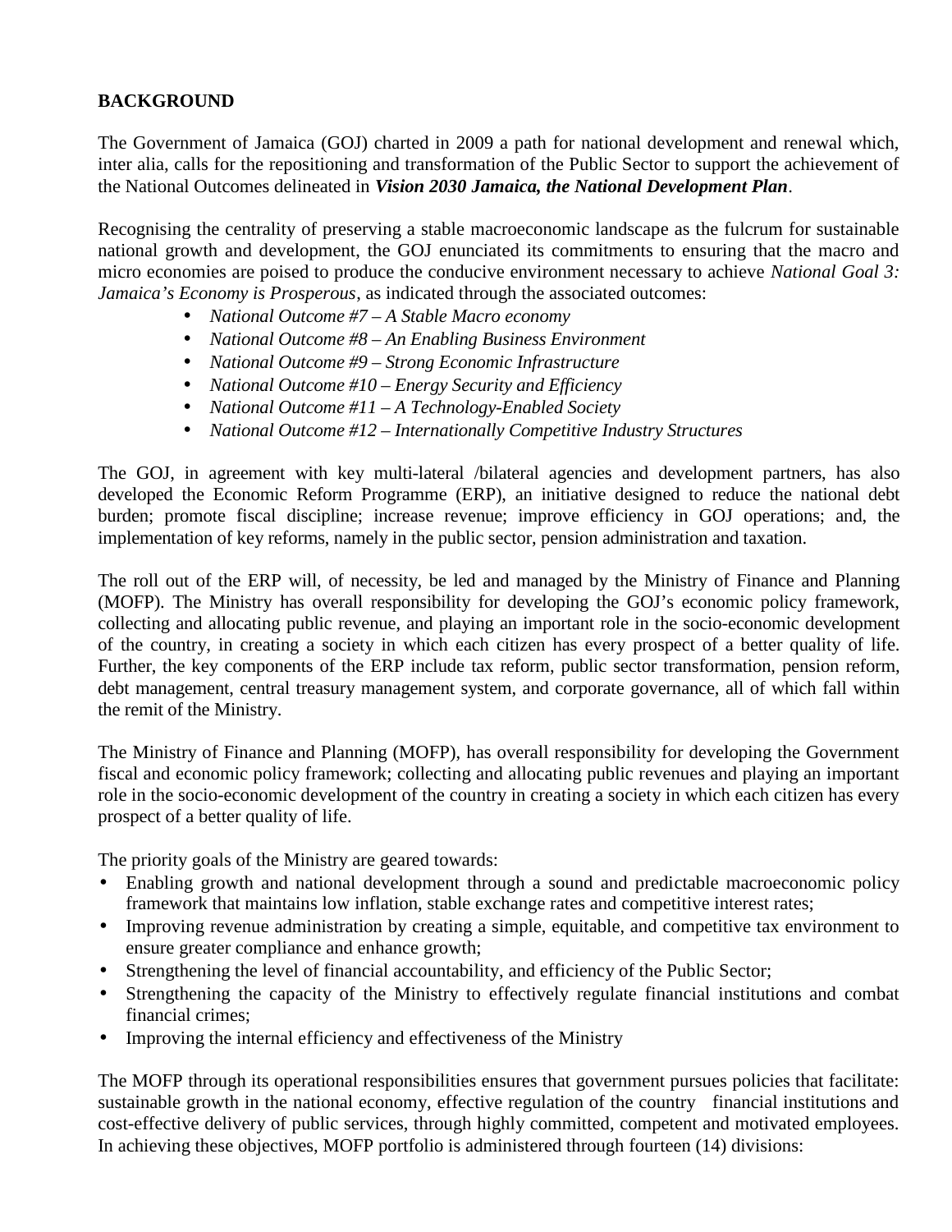**BACKGROUND**

The Government of Jamaica (GOJ) charted in 2009 a path for national development and renewal which, inter alia, calls for the repositioning and transformation of the Public Sector to support the achievement of the National Outcomes delineated in ***Vision 2030 Jamaica, the National Development Plan***.

Recognising the centrality of preserving a stable macroeconomic landscape as the fulcrum for sustainable national growth and development, the GOJ enunciated its commitments to ensuring that the macro and micro economies are poised to produce the conducive environment necessary to achieve *National Goal 3: Jamaica's Economy is Prosperous*, as indicated through the associated outcomes:

- *National Outcome #7 – A Stable Macro economy*
- *National Outcome #8 – An Enabling Business Environment*
- *National Outcome #9 – Strong Economic Infrastructure*
- *National Outcome #10 – Energy Security and Efficiency*
- *National Outcome #11 – A Technology-Enabled Society*
- *National Outcome #12 – Internationally Competitive Industry Structures*

The GOJ, in agreement with key multi-lateral /bilateral agencies and development partners, has also developed the Economic Reform Programme (ERP), an initiative designed to reduce the national debt burden; promote fiscal discipline; increase revenue; improve efficiency in GOJ operations; and, the implementation of key reforms, namely in the public sector, pension administration and taxation.

The roll out of the ERP will, of necessity, be led and managed by the Ministry of Finance and Planning (MOFP). The Ministry has overall responsibility for developing the GOJ's economic policy framework, collecting and allocating public revenue, and playing an important role in the socio-economic development of the country, in creating a society in which each citizen has every prospect of a better quality of life. Further, the key components of the ERP include tax reform, public sector transformation, pension reform, debt management, central treasury management system, and corporate governance, all of which fall within the remit of the Ministry.

The Ministry of Finance and Planning (MOFP), has overall responsibility for developing the Government fiscal and economic policy framework; collecting and allocating public revenues and playing an important role in the socio-economic development of the country in creating a society in which each citizen has every prospect of a better quality of life.

The priority goals of the Ministry are geared towards:

- Enabling growth and national development through a sound and predictable macroeconomic policy framework that maintains low inflation, stable exchange rates and competitive interest rates;
- Improving revenue administration by creating a simple, equitable, and competitive tax environment to ensure greater compliance and enhance growth;
- Strengthening the level of financial accountability, and efficiency of the Public Sector;
- Strengthening the capacity of the Ministry to effectively regulate financial institutions and combat financial crimes;
- Improving the internal efficiency and effectiveness of the Ministry

The MOFP through its operational responsibilities ensures that government pursues policies that facilitate: sustainable growth in the national economy, effective regulation of the country financial institutions and cost-effective delivery of public services, through highly committed, competent and motivated employees. In achieving these objectives, MOFP portfolio is administered through fourteen (14) divisions: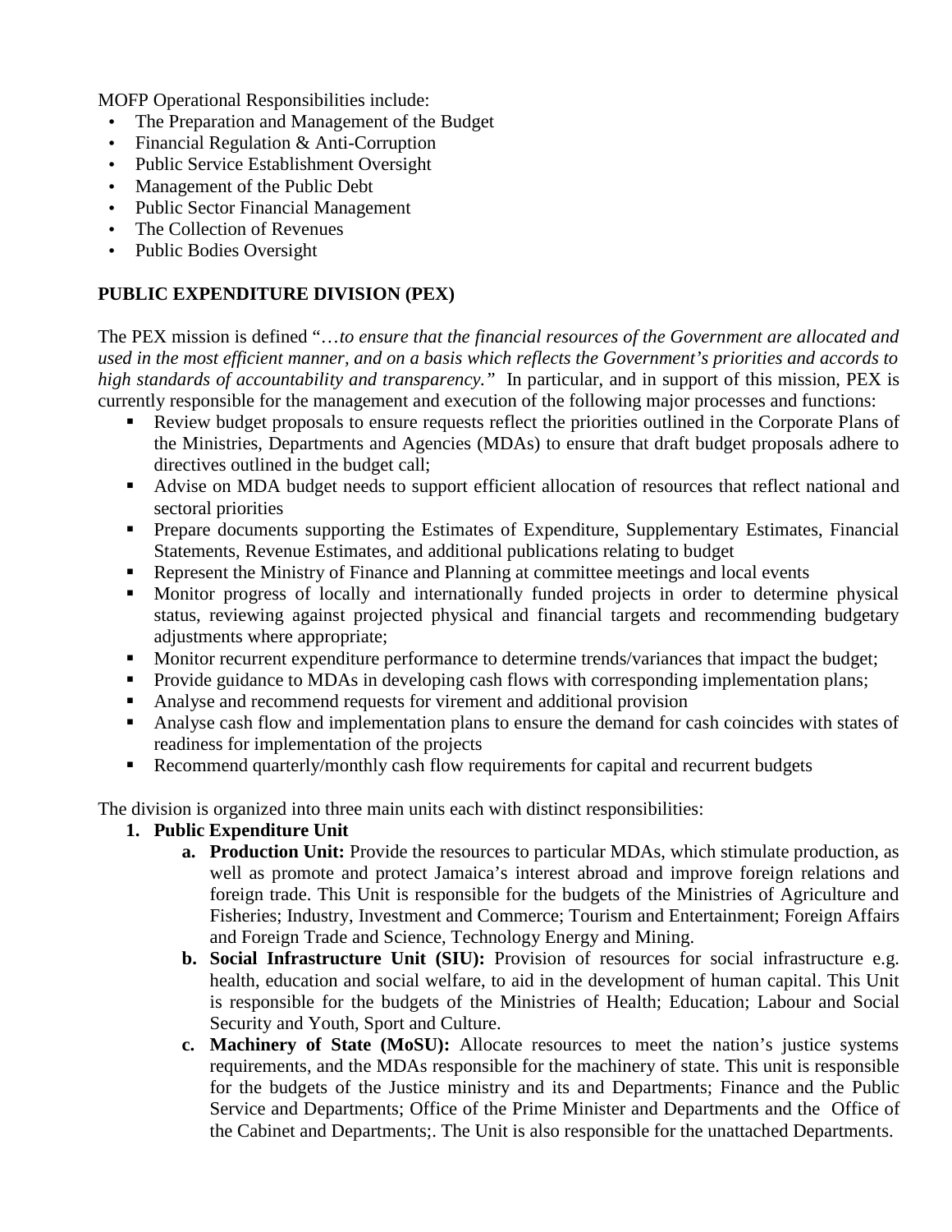MOFP Operational Responsibilities include:

- The Preparation and Management of the Budget
- Financial Regulation & Anti-Corruption
- Public Service Establishment Oversight
- Management of the Public Debt
- Public Sector Financial Management
- The Collection of Revenues
- Public Bodies Oversight

## PUBLIC EXPENDITURE DIVISION (PEX)

The PEX mission is defined "…*to ensure that the financial resources of the Government are allocated and used in the most efficient manner, and on a basis which reflects the Government's priorities and accords to high standards of accountability and transparency."* In particular, and in support of this mission, PEX is currently responsible for the management and execution of the following major processes and functions:

- Review budget proposals to ensure requests reflect the priorities outlined in the Corporate Plans of the Ministries, Departments and Agencies (MDAs) to ensure that draft budget proposals adhere to directives outlined in the budget call;
- Advise on MDA budget needs to support efficient allocation of resources that reflect national and sectoral priorities
- Prepare documents supporting the Estimates of Expenditure, Supplementary Estimates, Financial Statements, Revenue Estimates, and additional publications relating to budget
- Represent the Ministry of Finance and Planning at committee meetings and local events
- Monitor progress of locally and internationally funded projects in order to determine physical status, reviewing against projected physical and financial targets and recommending budgetary adjustments where appropriate;
- Monitor recurrent expenditure performance to determine trends/variances that impact the budget;
- Provide guidance to MDAs in developing cash flows with corresponding implementation plans;
- Analyse and recommend requests for virement and additional provision
- Analyse cash flow and implementation plans to ensure the demand for cash coincides with states of readiness for implementation of the projects
- Recommend quarterly/monthly cash flow requirements for capital and recurrent budgets

The division is organized into three main units each with distinct responsibilities:

1. **Public Expenditure Unit**
   a. **Production Unit:** Provide the resources to particular MDAs, which stimulate production, as well as promote and protect Jamaica's interest abroad and improve foreign relations and foreign trade. This Unit is responsible for the budgets of the Ministries of Agriculture and Fisheries; Industry, Investment and Commerce; Tourism and Entertainment; Foreign Affairs and Foreign Trade and Science, Technology Energy and Mining.
   b. **Social Infrastructure Unit (SIU):** Provision of resources for social infrastructure e.g. health, education and social welfare, to aid in the development of human capital. This Unit is responsible for the budgets of the Ministries of Health; Education; Labour and Social Security and Youth, Sport and Culture.
   c. **Machinery of State (MoSU):** Allocate resources to meet the nation's justice systems requirements, and the MDAs responsible for the machinery of state. This unit is responsible for the budgets of the Justice ministry and its and Departments; Finance and the Public Service and Departments; Office of the Prime Minister and Departments and the Office of the Cabinet and Departments;. The Unit is also responsible for the unattached Departments.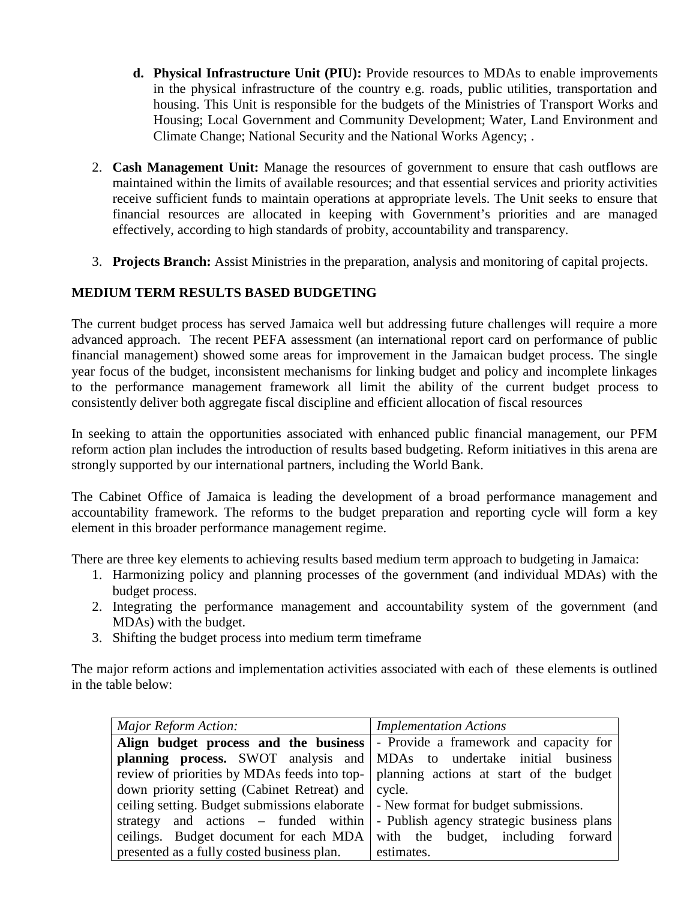d. **Physical Infrastructure Unit (PIU):** Provide resources to MDAs to enable improvements in the physical infrastructure of the country e.g. roads, public utilities, transportation and housing. This Unit is responsible for the budgets of the Ministries of Transport Works and Housing; Local Government and Community Development; Water, Land Environment and Climate Change; National Security and the National Works Agency; .

2. **Cash Management Unit:** Manage the resources of government to ensure that cash outflows are maintained within the limits of available resources; and that essential services and priority activities receive sufficient funds to maintain operations at appropriate levels. The Unit seeks to ensure that financial resources are allocated in keeping with Government's priorities and are managed effectively, according to high standards of probity, accountability and transparency.

3. **Projects Branch:** Assist Ministries in the preparation, analysis and monitoring of capital projects.

**MEDIUM TERM RESULTS BASED BUDGETING**

The current budget process has served Jamaica well but addressing future challenges will require a more advanced approach. The recent PEFA assessment (an international report card on performance of public financial management) showed some areas for improvement in the Jamaican budget process. The single year focus of the budget, inconsistent mechanisms for linking budget and policy and incomplete linkages to the performance management framework all limit the ability of the current budget process to consistently deliver both aggregate fiscal discipline and efficient allocation of fiscal resources

In seeking to attain the opportunities associated with enhanced public financial management, our PFM reform action plan includes the introduction of results based budgeting. Reform initiatives in this arena are strongly supported by our international partners, including the World Bank.

The Cabinet Office of Jamaica is leading the development of a broad performance management and accountability framework. The reforms to the budget preparation and reporting cycle will form a key element in this broader performance management regime.

There are three key elements to achieving results based medium term approach to budgeting in Jamaica:

1. Harmonizing policy and planning processes of the government (and individual MDAs) with the budget process.
2. Integrating the performance management and accountability system of the government (and MDAs) with the budget.
3. Shifting the budget process into medium term timeframe

The major reform actions and implementation activities associated with each of these elements is outlined in the table below:

| *Major Reform Action:* | *Implementation Actions* |
|---|---|
| **Align budget process and the business planning process.** SWOT analysis and review of priorities by MDAs feeds into top-down priority setting (Cabinet Retreat) and ceiling setting. Budget submissions elaborate strategy and actions – funded within ceilings. Budget document for each MDA presented as a fully costed business plan. | - Provide a framework and capacity for MDAs to undertake initial business planning actions at start of the budget cycle.<br>- New format for budget submissions.<br>- Publish agency strategic business plans with the budget, including forward estimates. |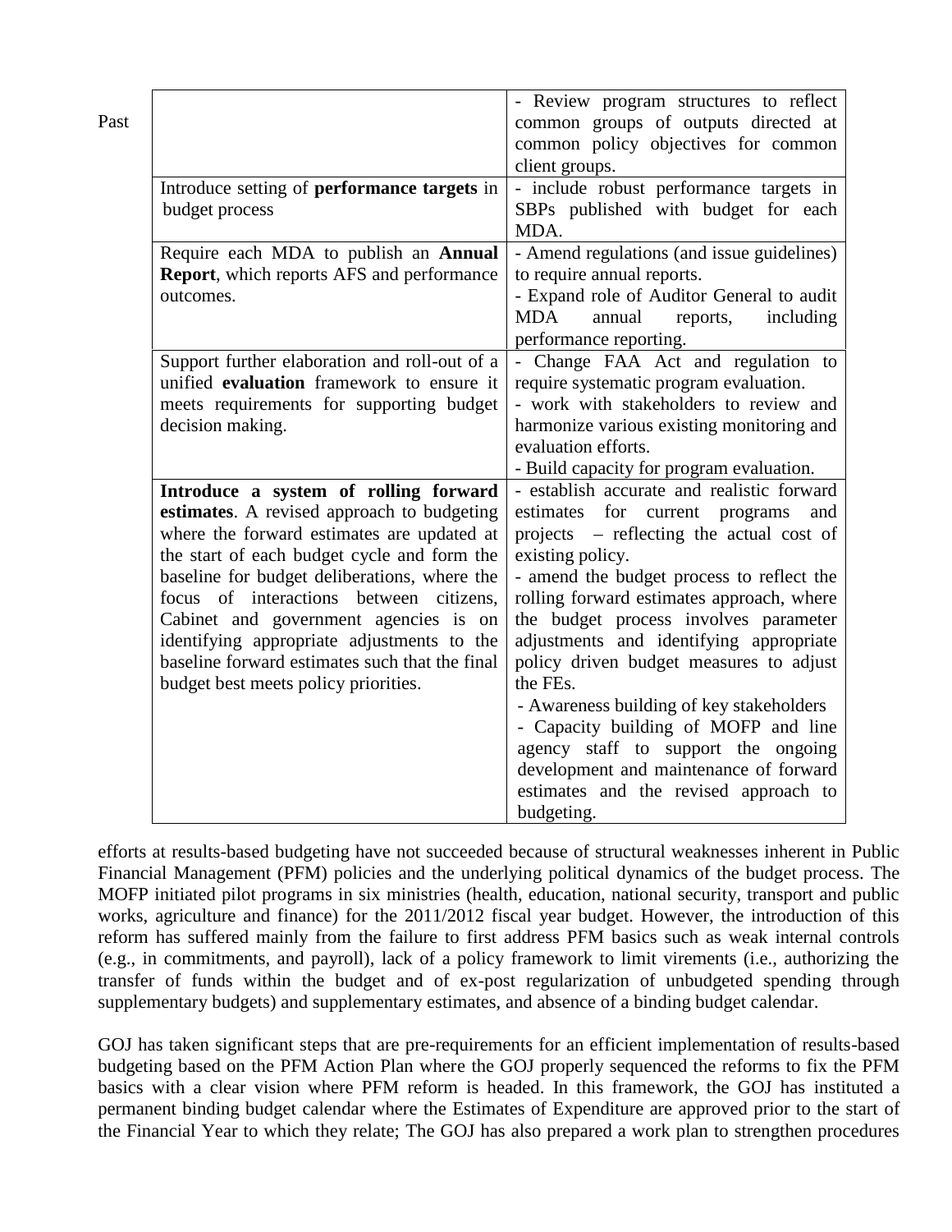| | |
|---|---|
| | - Review program structures to reflect common groups of outputs directed at common policy objectives for common client groups. |
| Introduce setting of **performance targets** in budget process | - include robust performance targets in SBPs published with budget for each MDA. |
| Require each MDA to publish an **Annual Report**, which reports AFS and performance outcomes. | - Amend regulations (and issue guidelines) to require annual reports.<br>- Expand role of Auditor General to audit MDA annual reports, including performance reporting. |
| Support further elaboration and roll-out of a unified **evaluation** framework to ensure it meets requirements for supporting budget decision making. | - Change FAA Act and regulation to require systematic program evaluation.<br>- work with stakeholders to review and harmonize various existing monitoring and evaluation efforts.<br>- Build capacity for program evaluation. |
| **Introduce a system of rolling forward estimates**. A revised approach to budgeting where the forward estimates are updated at the start of each budget cycle and form the baseline for budget deliberations, where the focus of interactions between citizens, Cabinet and government agencies is on identifying appropriate adjustments to the baseline forward estimates such that the final budget best meets policy priorities. | - establish accurate and realistic forward estimates for current programs and projects – reflecting the actual cost of existing policy.<br>- amend the budget process to reflect the rolling forward estimates approach, where the budget process involves parameter adjustments and identifying appropriate policy driven budget measures to adjust the FEs.<br>- Awareness building of key stakeholders<br>- Capacity building of MOFP and line agency staff to support the ongoing development and maintenance of forward estimates and the revised approach to budgeting. |

Past efforts at results-based budgeting have not succeeded because of structural weaknesses inherent in Public Financial Management (PFM) policies and the underlying political dynamics of the budget process. The MOFP initiated pilot programs in six ministries (health, education, national security, transport and public works, agriculture and finance) for the 2011/2012 fiscal year budget. However, the introduction of this reform has suffered mainly from the failure to first address PFM basics such as weak internal controls (e.g., in commitments, and payroll), lack of a policy framework to limit virements (i.e., authorizing the transfer of funds within the budget and of ex-post regularization of unbudgeted spending through supplementary budgets) and supplementary estimates, and absence of a binding budget calendar.

GOJ has taken significant steps that are pre-requirements for an efficient implementation of results-based budgeting based on the PFM Action Plan where the GOJ properly sequenced the reforms to fix the PFM basics with a clear vision where PFM reform is headed. In this framework, the GOJ has instituted a permanent binding budget calendar where the Estimates of Expenditure are approved prior to the start of the Financial Year to which they relate; The GOJ has also prepared a work plan to strengthen procedures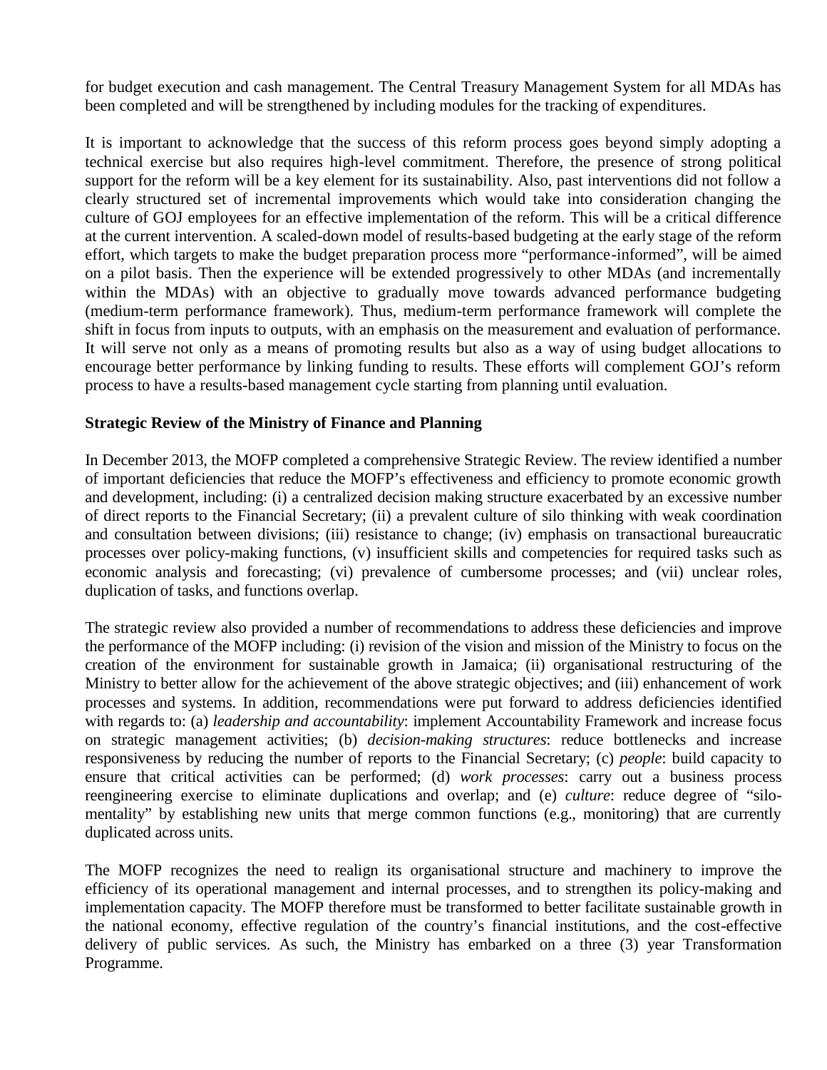for budget execution and cash management. The Central Treasury Management System for all MDAs has been completed and will be strengthened by including modules for the tracking of expenditures.

It is important to acknowledge that the success of this reform process goes beyond simply adopting a technical exercise but also requires high-level commitment. Therefore, the presence of strong political support for the reform will be a key element for its sustainability. Also, past interventions did not follow a clearly structured set of incremental improvements which would take into consideration changing the culture of GOJ employees for an effective implementation of the reform. This will be a critical difference at the current intervention. A scaled-down model of results-based budgeting at the early stage of the reform effort, which targets to make the budget preparation process more "performance-informed", will be aimed on a pilot basis. Then the experience will be extended progressively to other MDAs (and incrementally within the MDAs) with an objective to gradually move towards advanced performance budgeting (medium-term performance framework). Thus, medium-term performance framework will complete the shift in focus from inputs to outputs, with an emphasis on the measurement and evaluation of performance. It will serve not only as a means of promoting results but also as a way of using budget allocations to encourage better performance by linking funding to results. These efforts will complement GOJ's reform process to have a results-based management cycle starting from planning until evaluation.

**Strategic Review of the Ministry of Finance and Planning**

In December 2013, the MOFP completed a comprehensive Strategic Review. The review identified a number of important deficiencies that reduce the MOFP's effectiveness and efficiency to promote economic growth and development, including: (i) a centralized decision making structure exacerbated by an excessive number of direct reports to the Financial Secretary; (ii) a prevalent culture of silo thinking with weak coordination and consultation between divisions; (iii) resistance to change; (iv) emphasis on transactional bureaucratic processes over policy-making functions, (v) insufficient skills and competencies for required tasks such as economic analysis and forecasting; (vi) prevalence of cumbersome processes; and (vii) unclear roles, duplication of tasks, and functions overlap.

The strategic review also provided a number of recommendations to address these deficiencies and improve the performance of the MOFP including: (i) revision of the vision and mission of the Ministry to focus on the creation of the environment for sustainable growth in Jamaica; (ii) organisational restructuring of the Ministry to better allow for the achievement of the above strategic objectives; and (iii) enhancement of work processes and systems. In addition, recommendations were put forward to address deficiencies identified with regards to: (a) *leadership and accountability*: implement Accountability Framework and increase focus on strategic management activities; (b) *decision-making structures*: reduce bottlenecks and increase responsiveness by reducing the number of reports to the Financial Secretary; (c) *people*: build capacity to ensure that critical activities can be performed; (d) *work processes*: carry out a business process reengineering exercise to eliminate duplications and overlap; and (e) *culture*: reduce degree of "silo-mentality" by establishing new units that merge common functions (e.g., monitoring) that are currently duplicated across units.

The MOFP recognizes the need to realign its organisational structure and machinery to improve the efficiency of its operational management and internal processes, and to strengthen its policy-making and implementation capacity. The MOFP therefore must be transformed to better facilitate sustainable growth in the national economy, effective regulation of the country's financial institutions, and the cost-effective delivery of public services. As such, the Ministry has embarked on a three (3) year Transformation Programme.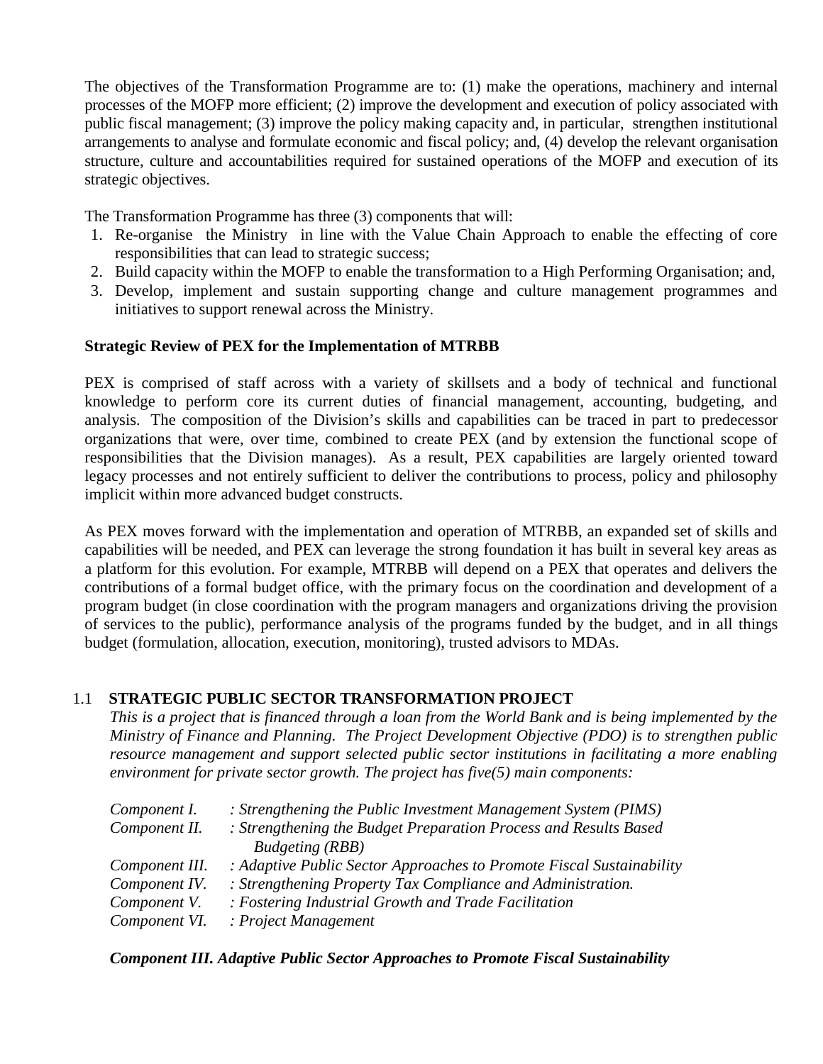The objectives of the Transformation Programme are to: (1) make the operations, machinery and internal processes of the MOFP more efficient; (2) improve the development and execution of policy associated with public fiscal management; (3) improve the policy making capacity and, in particular, strengthen institutional arrangements to analyse and formulate economic and fiscal policy; and, (4) develop the relevant organisation structure, culture and accountabilities required for sustained operations of the MOFP and execution of its strategic objectives.

The Transformation Programme has three (3) components that will:

1. Re-organise the Ministry in line with the Value Chain Approach to enable the effecting of core responsibilities that can lead to strategic success;
2. Build capacity within the MOFP to enable the transformation to a High Performing Organisation; and,
3. Develop, implement and sustain supporting change and culture management programmes and initiatives to support renewal across the Ministry.

**Strategic Review of PEX for the Implementation of MTRBB**

PEX is comprised of staff across with a variety of skillsets and a body of technical and functional knowledge to perform core its current duties of financial management, accounting, budgeting, and analysis. The composition of the Division's skills and capabilities can be traced in part to predecessor organizations that were, over time, combined to create PEX (and by extension the functional scope of responsibilities that the Division manages). As a result, PEX capabilities are largely oriented toward legacy processes and not entirely sufficient to deliver the contributions to process, policy and philosophy implicit within more advanced budget constructs.

As PEX moves forward with the implementation and operation of MTRBB, an expanded set of skills and capabilities will be needed, and PEX can leverage the strong foundation it has built in several key areas as a platform for this evolution. For example, MTRBB will depend on a PEX that operates and delivers the contributions of a formal budget office, with the primary focus on the coordination and development of a program budget (in close coordination with the program managers and organizations driving the provision of services to the public), performance analysis of the programs funded by the budget, and in all things budget (formulation, allocation, execution, monitoring), trusted advisors to MDAs.

## 1.1 STRATEGIC PUBLIC SECTOR TRANSFORMATION PROJECT

*This is a project that is financed through a loan from the World Bank and is being implemented by the Ministry of Finance and Planning. The Project Development Objective (PDO) is to strengthen public resource management and support selected public sector institutions in facilitating a more enabling environment for private sector growth. The project has five(5) main components:*

*Component I.* : *Strengthening the Public Investment Management System (PIMS)*
*Component II.* : *Strengthening the Budget Preparation Process and Results Based Budgeting (RBB)*
*Component III.* : *Adaptive Public Sector Approaches to Promote Fiscal Sustainability*
*Component IV.* : *Strengthening Property Tax Compliance and Administration.*
*Component V.* : *Fostering Industrial Growth and Trade Facilitation*
*Component VI.* : *Project Management*

***Component III. Adaptive Public Sector Approaches to Promote Fiscal Sustainability***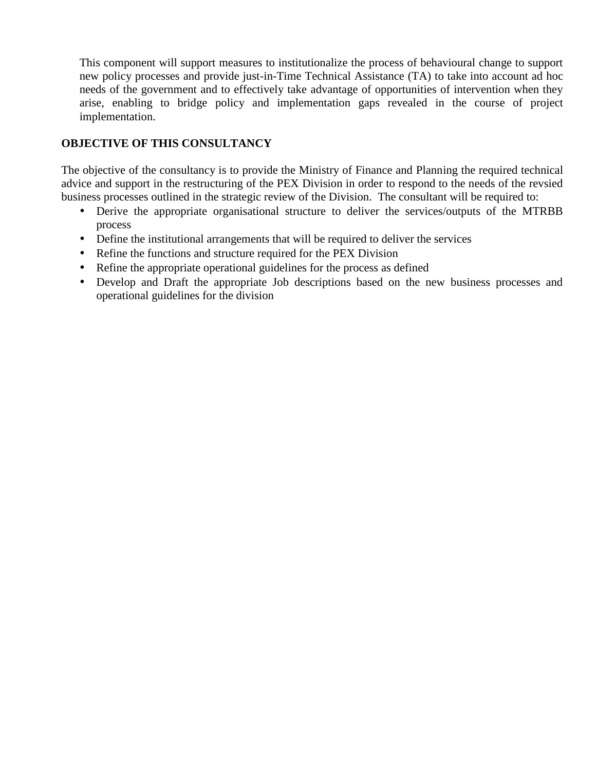This component will support measures to institutionalize the process of behavioural change to support new policy processes and provide just-in-Time Technical Assistance (TA) to take into account ad hoc needs of the government and to effectively take advantage of opportunities of intervention when they arise, enabling to bridge policy and implementation gaps revealed in the course of project implementation.

**OBJECTIVE OF THIS CONSULTANCY**

The objective of the consultancy is to provide the Ministry of Finance and Planning the required technical advice and support in the restructuring of the PEX Division in order to respond to the needs of the revsied business processes outlined in the strategic review of the Division. The consultant will be required to:

- Derive the appropriate organisational structure to deliver the services/outputs of the MTRBB process
- Define the institutional arrangements that will be required to deliver the services
- Refine the functions and structure required for the PEX Division
- Refine the appropriate operational guidelines for the process as defined
- Develop and Draft the appropriate Job descriptions based on the new business processes and operational guidelines for the division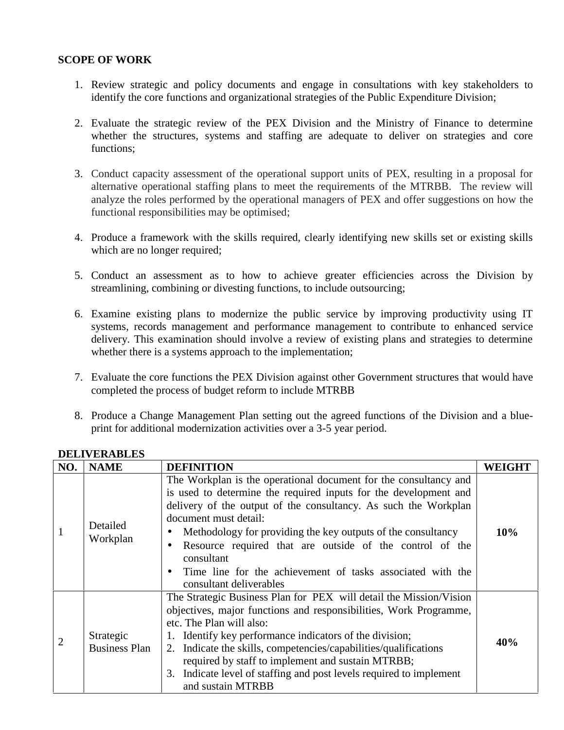**SCOPE OF WORK**

1. Review strategic and policy documents and engage in consultations with key stakeholders to identify the core functions and organizational strategies of the Public Expenditure Division;

2. Evaluate the strategic review of the PEX Division and the Ministry of Finance to determine whether the structures, systems and staffing are adequate to deliver on strategies and core functions;

3. Conduct capacity assessment of the operational support units of PEX, resulting in a proposal for alternative operational staffing plans to meet the requirements of the MTRBB. The review will analyze the roles performed by the operational managers of PEX and offer suggestions on how the functional responsibilities may be optimised;

4. Produce a framework with the skills required, clearly identifying new skills set or existing skills which are no longer required;

5. Conduct an assessment as to how to achieve greater efficiencies across the Division by streamlining, combining or divesting functions, to include outsourcing;

6. Examine existing plans to modernize the public service by improving productivity using IT systems, records management and performance management to contribute to enhanced service delivery. This examination should involve a review of existing plans and strategies to determine whether there is a systems approach to the implementation;

7. Evaluate the core functions the PEX Division against other Government structures that would have completed the process of budget reform to include MTRBB

8. Produce a Change Management Plan setting out the agreed functions of the Division and a blue-print for additional modernization activities over a 3-5 year period.

**DELIVERABLES**

| NO. | NAME | DEFINITION | WEIGHT |
|---|---|---|---|
| 1 | Detailed Workplan | The Workplan is the operational document for the consultancy and is used to determine the required inputs for the development and delivery of the output of the consultancy. As such the Workplan document must detail:<br>• Methodology for providing the key outputs of the consultancy<br>• Resource required that are outside of the control of the consultant<br>• Time line for the achievement of tasks associated with the consultant deliverables | **10%** |
| 2 | Strategic Business Plan | The Strategic Business Plan for PEX will detail the Mission/Vision objectives, major functions and responsibilities, Work Programme, etc. The Plan will also:<br>1. Identify key performance indicators of the division;<br>2. Indicate the skills, competencies/capabilities/qualifications required by staff to implement and sustain MTRBB;<br>3. Indicate level of staffing and post levels required to implement and sustain MTRBB | **40%** |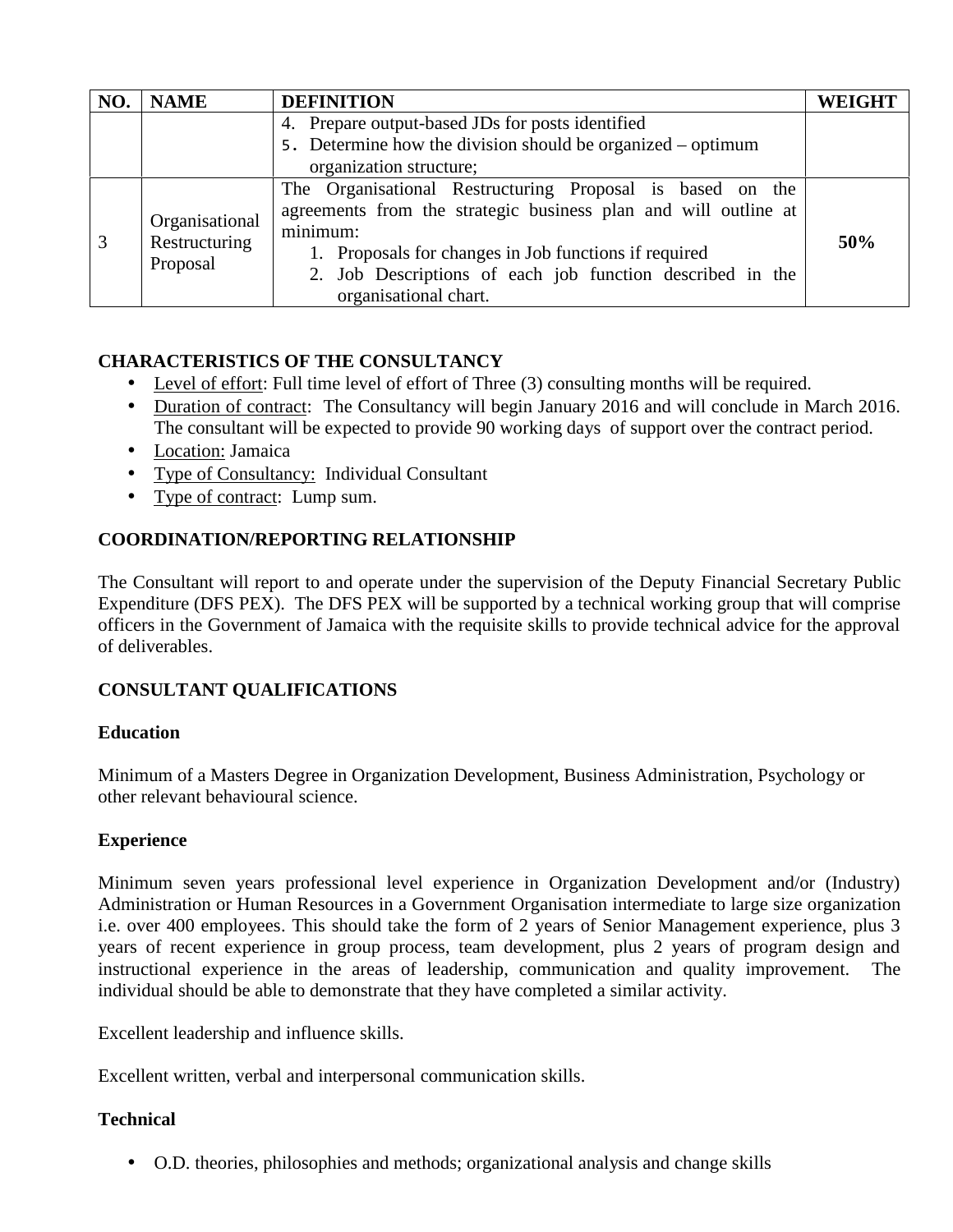| NO. | NAME | DEFINITION | WEIGHT |
|---|---|---|---|
| | | 4. Prepare output-based JDs for posts identified<br>5. Determine how the division should be organized – optimum organization structure; | |
| 3 | Organisational Restructuring Proposal | The Organisational Restructuring Proposal is based on the agreements from the strategic business plan and will outline at minimum:<br>1. Proposals for changes in Job functions if required<br>2. Job Descriptions of each job function described in the organisational chart. | **50%** |

**CHARACTERISTICS OF THE CONSULTANCY**

- Level of effort: Full time level of effort of Three (3) consulting months will be required.
- Duration of contract: The Consultancy will begin January 2016 and will conclude in March 2016. The consultant will be expected to provide 90 working days of support over the contract period.
- Location: Jamaica
- Type of Consultancy: Individual Consultant
- Type of contract: Lump sum.

**COORDINATION/REPORTING RELATIONSHIP**

The Consultant will report to and operate under the supervision of the Deputy Financial Secretary Public Expenditure (DFS PEX). The DFS PEX will be supported by a technical working group that will comprise officers in the Government of Jamaica with the requisite skills to provide technical advice for the approval of deliverables.

**CONSULTANT QUALIFICATIONS**

**Education**

Minimum of a Masters Degree in Organization Development, Business Administration, Psychology or other relevant behavioural science.

**Experience**

Minimum seven years professional level experience in Organization Development and/or (Industry) Administration or Human Resources in a Government Organisation intermediate to large size organization i.e. over 400 employees. This should take the form of 2 years of Senior Management experience, plus 3 years of recent experience in group process, team development, plus 2 years of program design and instructional experience in the areas of leadership, communication and quality improvement. The individual should be able to demonstrate that they have completed a similar activity.

Excellent leadership and influence skills.

Excellent written, verbal and interpersonal communication skills.

**Technical**

- O.D. theories, philosophies and methods; organizational analysis and change skills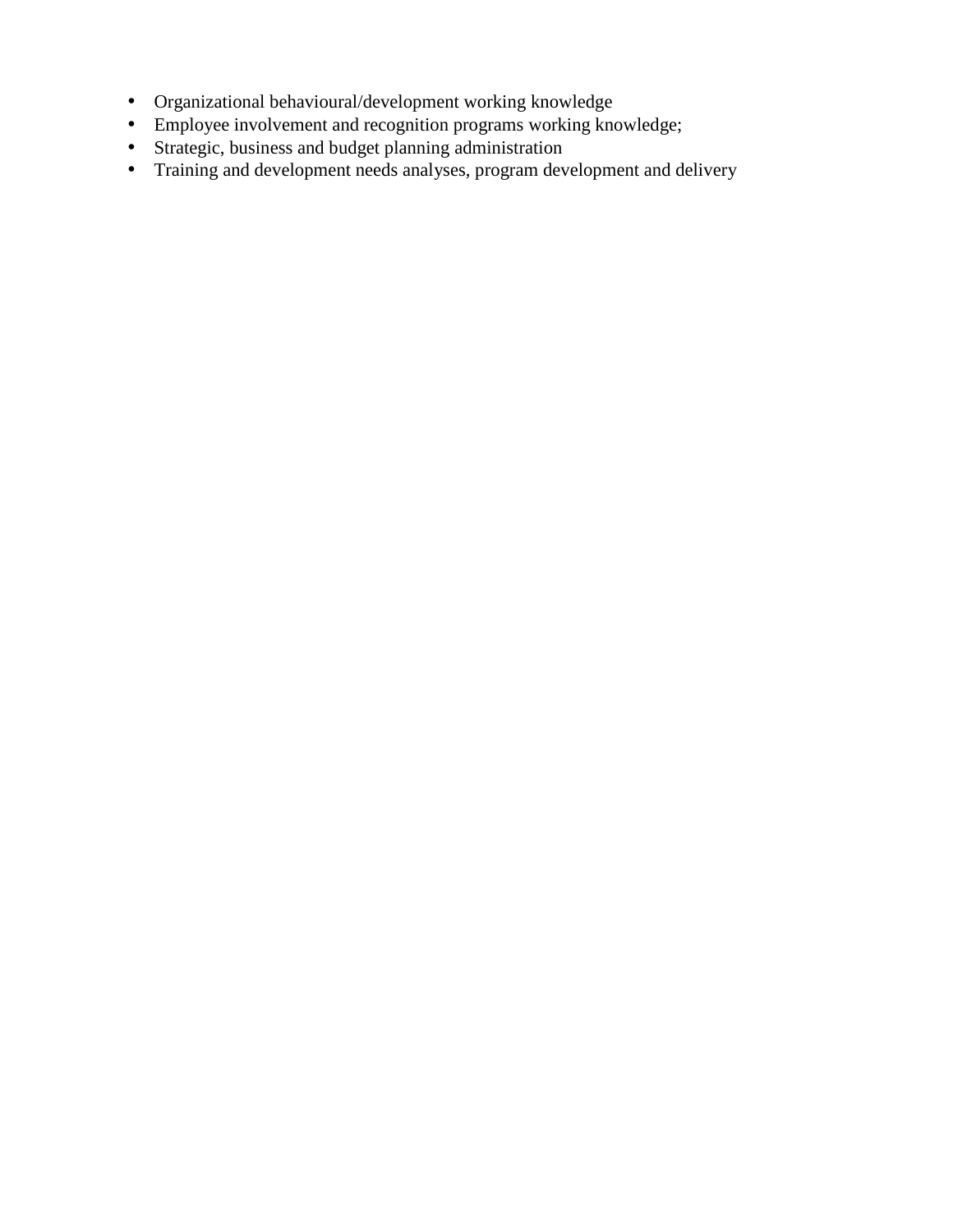- Organizational behavioural/development working knowledge
- Employee involvement and recognition programs working knowledge;
- Strategic, business and budget planning administration
- Training and development needs analyses, program development and delivery